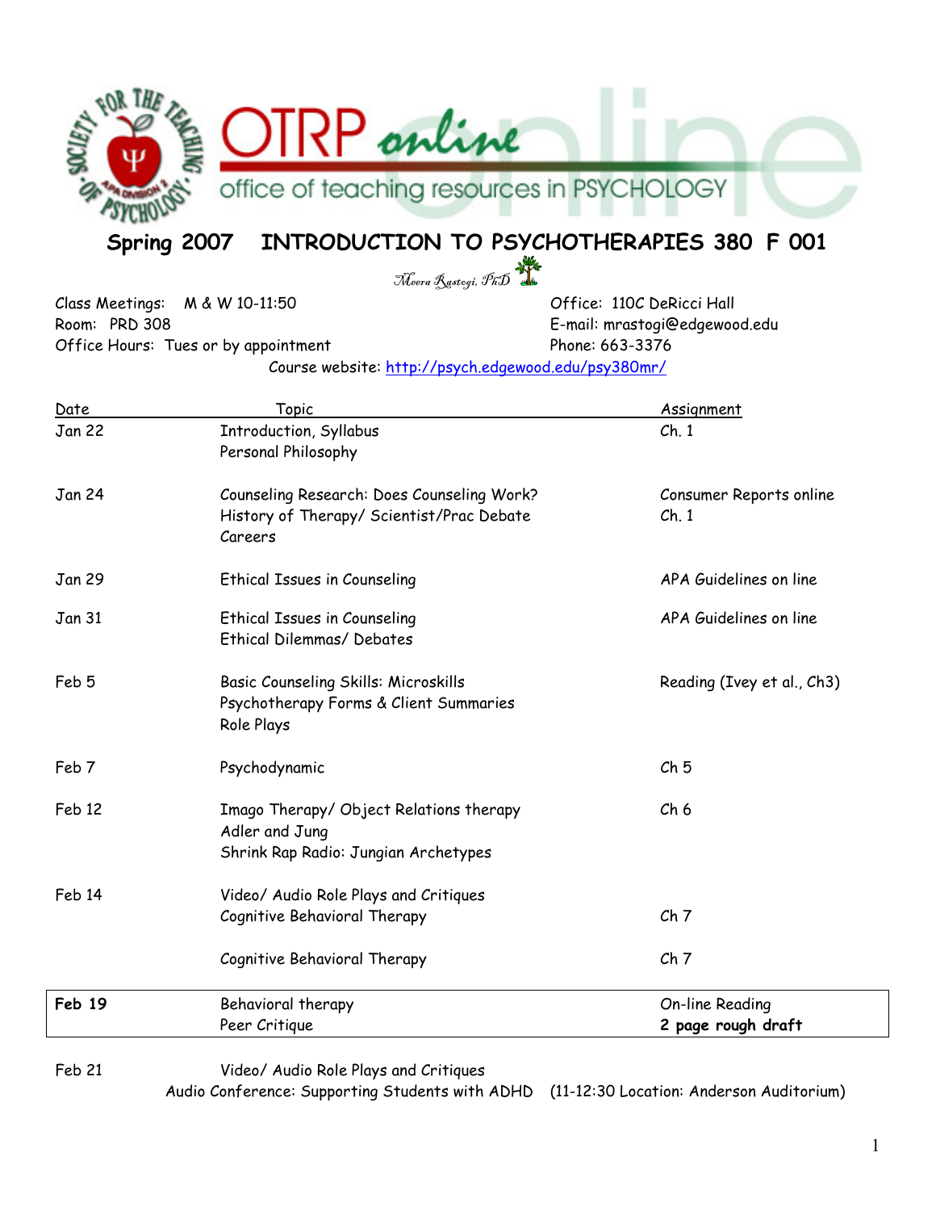OTRP online

office of teaching resources in PSYCHOLOGY

# Spring 2007 INTRODUCTION TO PSYCHOTHERAPIES 380 F 001

*Meera Rastogi, PhD*

Class Meetings: M & W 10-11:50
Room: PRD 308
Office Hours: Tues or by appointment

Office: 110C DeRicci Hall
E-mail: mrastogi@edgewood.edu
Phone: 663-3376

Course website: http://psych.edgewood.edu/psy380mr/

| Date | Topic | Assignment |
|---|---|---|
| Jan 22 | Introduction, Syllabus<br>Personal Philosophy | Ch. 1 |
| Jan 24 | Counseling Research: Does Counseling Work?<br>History of Therapy/ Scientist/Prac Debate<br>Careers | Consumer Reports online<br>Ch. 1 |
| Jan 29 | Ethical Issues in Counseling | APA Guidelines on line |
| Jan 31 | Ethical Issues in Counseling<br>Ethical Dilemmas/ Debates | APA Guidelines on line |
| Feb 5 | Basic Counseling Skills: Microskills<br>Psychotherapy Forms & Client Summaries<br>Role Plays | Reading (Ivey et al., Ch3) |
| Feb 7 | Psychodynamic | Ch 5 |
| Feb 12 | Imago Therapy/ Object Relations therapy<br>Adler and Jung<br>Shrink Rap Radio: Jungian Archetypes | Ch 6 |
| Feb 14 | Video/ Audio Role Plays and Critiques<br>Cognitive Behavioral Therapy | Ch 7 |
| | Cognitive Behavioral Therapy | Ch 7 |
| **Feb 19** | Behavioral therapy<br>Peer Critique | On-line Reading<br>**2 page rough draft** |
| Feb 21 | Video/ Audio Role Plays and Critiques<br>Audio Conference: Supporting Students with ADHD (11-12:30 Location: Anderson Auditorium) | |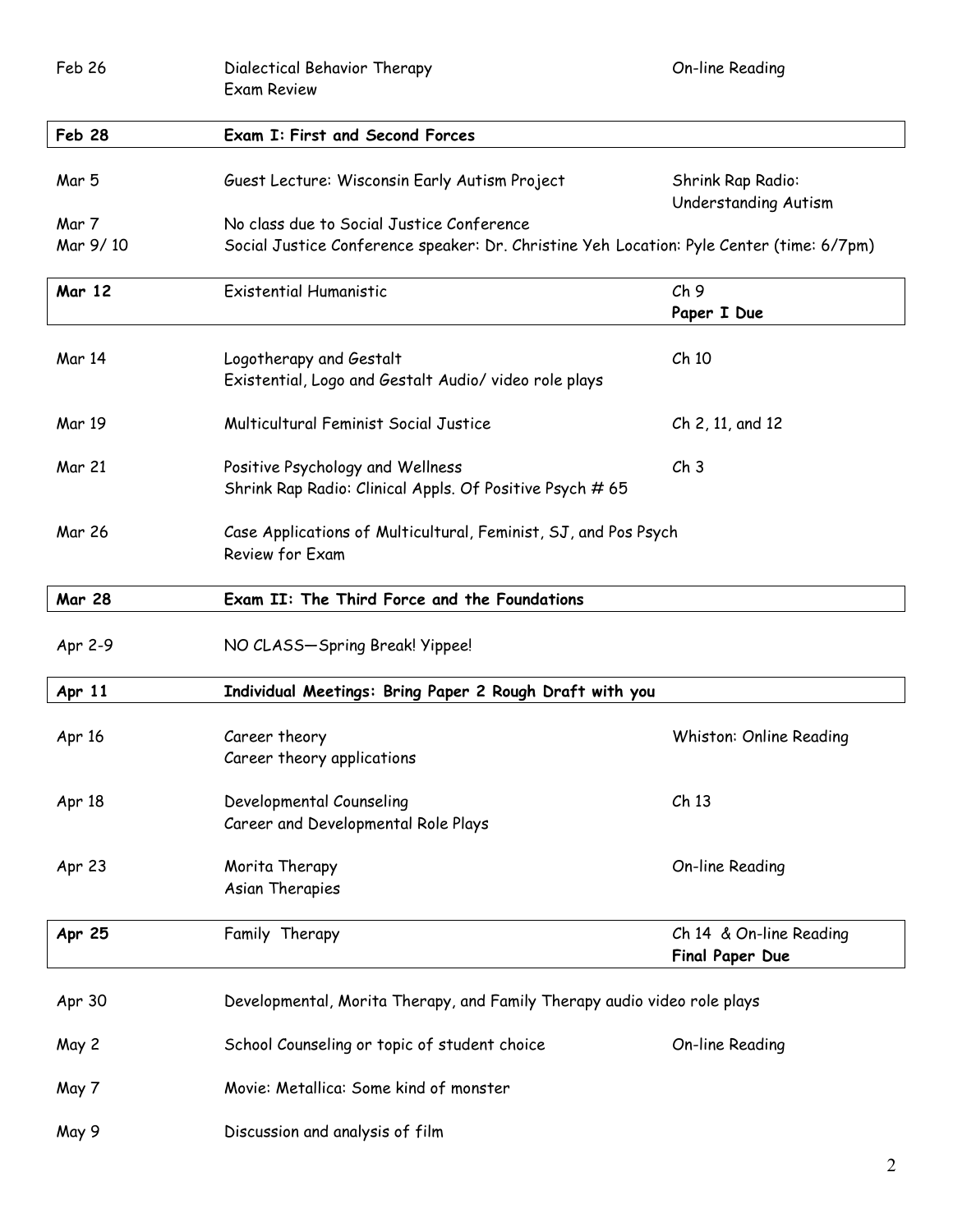| Date | Topic | Reading / Due |
| --- | --- | --- |
| Feb 26 | Dialectical Behavior Therapy<br>Exam Review | On-line Reading |
| **Feb 28** | **Exam I: First and Second Forces** | |
| Mar 5 | Guest Lecture: Wisconsin Early Autism Project | Shrink Rap Radio: Understanding Autism |
| Mar 7 | No class due to Social Justice Conference | |
| Mar 9/ 10 | Social Justice Conference speaker: Dr. Christine Yeh Location: Pyle Center (time: 6/7pm) | |
| **Mar 12** | Existential Humanistic | Ch 9<br>**Paper I Due** |
| Mar 14 | Logotherapy and Gestalt<br>Existential, Logo and Gestalt Audio/ video role plays | Ch 10 |
| Mar 19 | Multicultural Feminist Social Justice | Ch 2, 11, and 12 |
| Mar 21 | Positive Psychology and Wellness<br>Shrink Rap Radio: Clinical Appls. Of Positive Psych # 65 | Ch 3 |
| Mar 26 | Case Applications of Multicultural, Feminist, SJ, and Pos Psych<br>Review for Exam | |
| **Mar 28** | **Exam II: The Third Force and the Foundations** | |
| Apr 2-9 | NO CLASS—Spring Break! Yippee! | |
| **Apr 11** | **Individual Meetings: Bring Paper 2 Rough Draft with you** | |
| Apr 16 | Career theory<br>Career theory applications | Whiston: Online Reading |
| Apr 18 | Developmental Counseling<br>Career and Developmental Role Plays | Ch 13 |
| Apr 23 | Morita Therapy<br>Asian Therapies | On-line Reading |
| **Apr 25** | Family Therapy | Ch 14 & On-line Reading<br>**Final Paper Due** |
| Apr 30 | Developmental, Morita Therapy, and Family Therapy audio video role plays | |
| May 2 | School Counseling or topic of student choice | On-line Reading |
| May 7 | Movie: Metallica: Some kind of monster | |
| May 9 | Discussion and analysis of film | |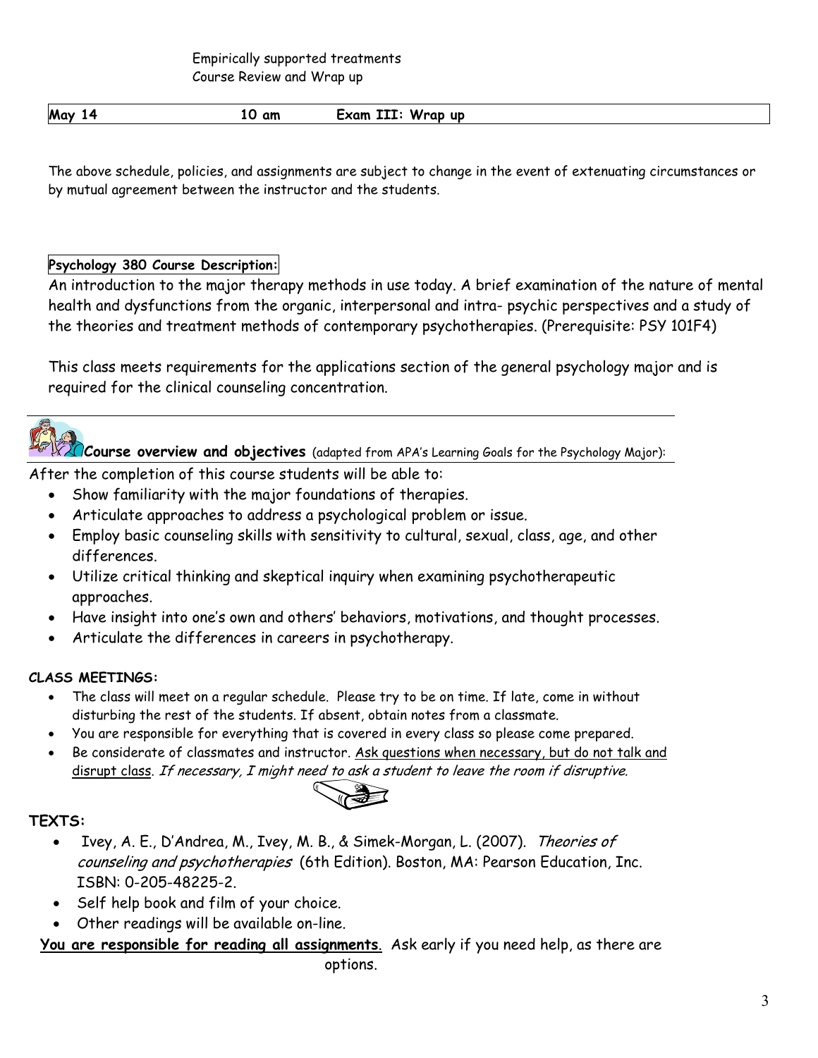Empirically supported treatments
Course Review and Wrap up

| **May 14** | **10 am** | **Exam III: Wrap up** |
|---|---|---|

The above schedule, policies, and assignments are subject to change in the event of extenuating circumstances or by mutual agreement between the instructor and the students.

**Psychology 380 Course Description:**

An introduction to the major therapy methods in use today. A brief examination of the nature of mental health and dysfunctions from the organic, interpersonal and intra- psychic perspectives and a study of the theories and treatment methods of contemporary psychotherapies. (Prerequisite: PSY 101F4)

This class meets requirements for the applications section of the general psychology major and is required for the clinical counseling concentration.

**Course overview and objectives** (adapted from APA's Learning Goals for the Psychology Major):

After the completion of this course students will be able to:

- Show familiarity with the major foundations of therapies.
- Articulate approaches to address a psychological problem or issue.
- Employ basic counseling skills with sensitivity to cultural, sexual, class, age, and other differences.
- Utilize critical thinking and skeptical inquiry when examining psychotherapeutic approaches.
- Have insight into one's own and others' behaviors, motivations, and thought processes.
- Articulate the differences in careers in psychotherapy.

**CLASS MEETINGS:**

- The class will meet on a regular schedule. Please try to be on time. If late, come in without disturbing the rest of the students. If absent, obtain notes from a classmate.
- You are responsible for everything that is covered in every class so please come prepared.
- Be considerate of classmates and instructor. <u>Ask questions when necessary, but do not talk and disrupt class</u>. *If necessary, I might need to ask a student to leave the room if disruptive.*

**TEXTS:**

- Ivey, A. E., D'Andrea, M., Ivey, M. B., & Simek-Morgan, L. (2007). *Theories of counseling and psychotherapies* (6th Edition). Boston, MA: Pearson Education, Inc. ISBN: 0-205-48225-2.
- Self help book and film of your choice.
- Other readings will be available on-line.

**<u>You are responsible for reading all assignments</u>**. Ask early if you need help, as there are options.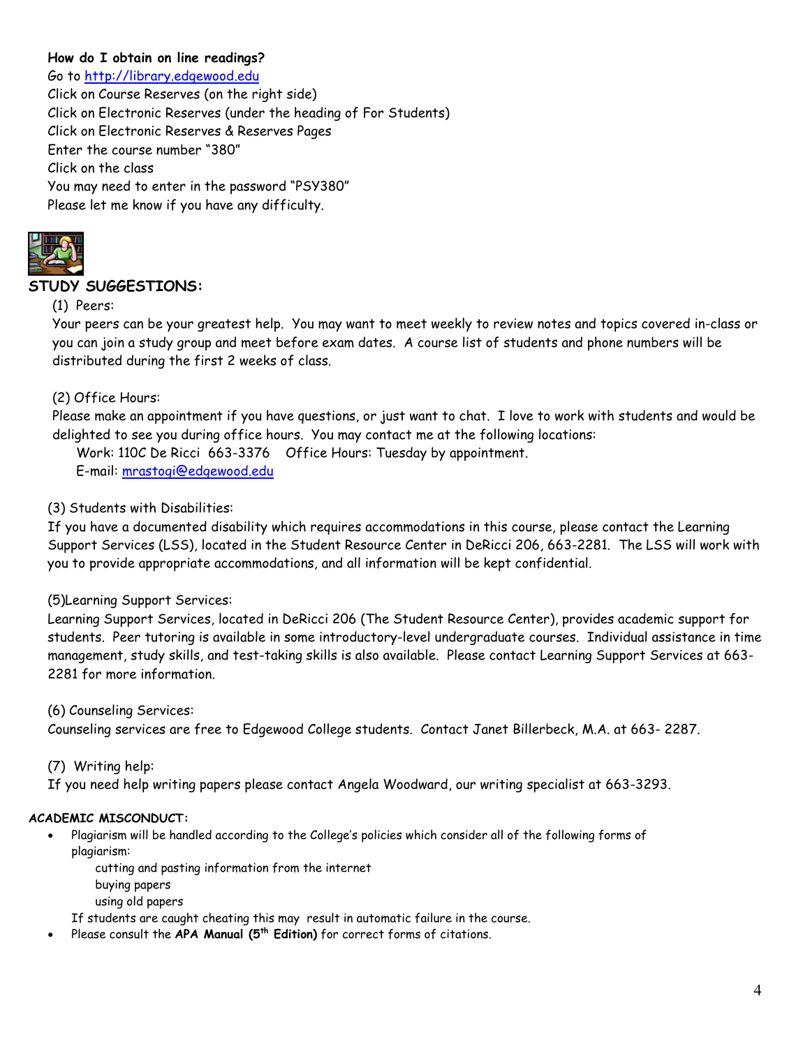**How do I obtain on line readings?**

Go to http://library.edgewood.edu
Click on Course Reserves (on the right side)
Click on Electronic Reserves (under the heading of For Students)
Click on Electronic Reserves & Reserves Pages
Enter the course number "380"
Click on the class
You may need to enter in the password "PSY380"
Please let me know if you have any difficulty.

## STUDY SUGGESTIONS:

(1) Peers:
Your peers can be your greatest help. You may want to meet weekly to review notes and topics covered in-class or you can join a study group and meet before exam dates. A course list of students and phone numbers will be distributed during the first 2 weeks of class.

(2) Office Hours:
Please make an appointment if you have questions, or just want to chat. I love to work with students and would be delighted to see you during office hours. You may contact me at the following locations:
Work: 110C De Ricci 663-3376 Office Hours: Tuesday by appointment.
E-mail: mrastogi@edgewood.edu

(3) Students with Disabilities:
If you have a documented disability which requires accommodations in this course, please contact the Learning Support Services (LSS), located in the Student Resource Center in DeRicci 206, 663-2281. The LSS will work with you to provide appropriate accommodations, and all information will be kept confidential.

(5)Learning Support Services:
Learning Support Services, located in DeRicci 206 (The Student Resource Center), provides academic support for students. Peer tutoring is available in some introductory-level undergraduate courses. Individual assistance in time management, study skills, and test-taking skills is also available. Please contact Learning Support Services at 663-2281 for more information.

(6) Counseling Services:
Counseling services are free to Edgewood College students. Contact Janet Billerbeck, M.A. at 663- 2287.

(7) Writing help:
If you need help writing papers please contact Angela Woodward, our writing specialist at 663-3293.

**ACADEMIC MISCONDUCT:**

- Plagiarism will be handled according to the College's policies which consider all of the following forms of plagiarism:
  - cutting and pasting information from the internet
  - buying papers
  - using old papers

  If students are caught cheating this may result in automatic failure in the course.
- Please consult the **APA Manual (5th Edition)** for correct forms of citations.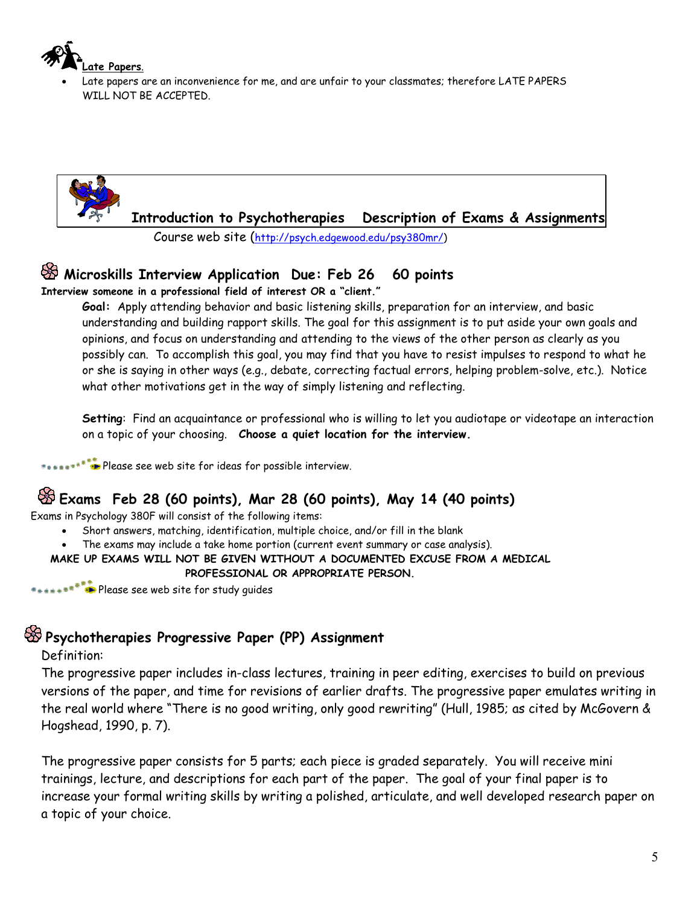**Late Papers.**

- Late papers are an inconvenience for me, and are unfair to your classmates; therefore LATE PAPERS WILL NOT BE ACCEPTED.

## Introduction to Psychotherapies    Description of Exams & Assignments

Course web site (http://psych.edgewood.edu/psy380mr/)

### Microskills Interview Application  Due: Feb 26   60 points

**Interview someone in a professional field of interest OR a "client."**

**Goal:** Apply attending behavior and basic listening skills, preparation for an interview, and basic understanding and building rapport skills. The goal for this assignment is to put aside your own goals and opinions, and focus on understanding and attending to the views of the other person as clearly as you possibly can. To accomplish this goal, you may find that you have to resist impulses to respond to what he or she is saying in other ways (e.g., debate, correcting factual errors, helping problem-solve, etc.). Notice what other motivations get in the way of simply listening and reflecting.

**Setting**: Find an acquaintance or professional who is willing to let you audiotape or videotape an interaction on a topic of your choosing. **Choose a quiet location for the interview.**

Please see web site for ideas for possible interview.

### Exams  Feb 28 (60 points), Mar 28 (60 points), May 14 (40 points)

Exams in Psychology 380F will consist of the following items:

- Short answers, matching, identification, multiple choice, and/or fill in the blank
- The exams may include a take home portion (current event summary or case analysis).

**MAKE UP EXAMS WILL NOT BE GIVEN WITHOUT A DOCUMENTED EXCUSE FROM A MEDICAL PROFESSIONAL OR APPROPRIATE PERSON.**

Please see web site for study guides

### Psychotherapies Progressive Paper (PP) Assignment

Definition:

The progressive paper includes in-class lectures, training in peer editing, exercises to build on previous versions of the paper, and time for revisions of earlier drafts. The progressive paper emulates writing in the real world where "There is no good writing, only good rewriting" (Hull, 1985; as cited by McGovern & Hogshead, 1990, p. 7).

The progressive paper consists for 5 parts; each piece is graded separately. You will receive mini trainings, lecture, and descriptions for each part of the paper. The goal of your final paper is to increase your formal writing skills by writing a polished, articulate, and well developed research paper on a topic of your choice.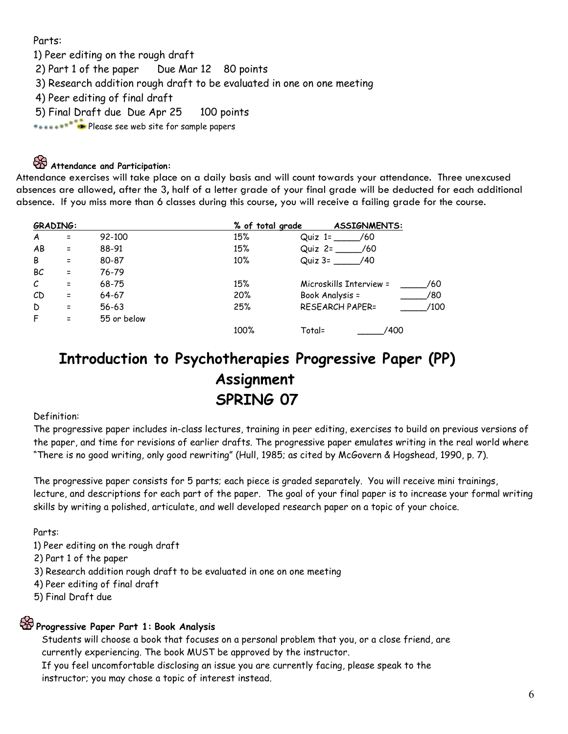Parts:

1) Peer editing on the rough draft
2) Part 1 of the paper  Due Mar 12  80 points
3) Research addition rough draft to be evaluated in one on one meeting
4) Peer editing of final draft
5) Final Draft due  Due Apr 25  100 points

Please see web site for sample papers

**Attendance and Participation:**

Attendance exercises will take place on a daily basis and will count towards your attendance. Three unexcused absences are allowed, after the 3, half of a letter grade of your final grade will be deducted for each additional absence. If you miss more than 6 classes during this course, you will receive a failing grade for the course.

| **GRADING:** | | | % of total grade | **ASSIGNMENTS:** | |
|---|---|---|---|---|---|
| A | = | 92-100 | 15% | Quiz 1= _____/60 | |
| AB | = | 88-91 | 15% | Quiz 2= _____/60 | |
| B | = | 80-87 | 10% | Quiz 3= _____/40 | |
| BC | = | 76-79 | | | |
| C | = | 68-75 | 15% | Microskills Interview = | _____/60 |
| CD | = | 64-67 | 20% | Book Analysis = | _____/80 |
| D | = | 56-63 | 25% | RESEARCH PAPER= | _____/100 |
| F | = | 55 or below | | | |
| | | | 100% | Total= | _____/400 |

# Introduction to Psychotherapies Progressive Paper (PP) Assignment SPRING 07

Definition:

The progressive paper includes in-class lectures, training in peer editing, exercises to build on previous versions of the paper, and time for revisions of earlier drafts. The progressive paper emulates writing in the real world where "There is no good writing, only good rewriting" (Hull, 1985; as cited by McGovern & Hogshead, 1990, p. 7).

The progressive paper consists for 5 parts; each piece is graded separately. You will receive mini trainings, lecture, and descriptions for each part of the paper. The goal of your final paper is to increase your formal writing skills by writing a polished, articulate, and well developed research paper on a topic of your choice.

Parts:

1) Peer editing on the rough draft
2) Part 1 of the paper
3) Research addition rough draft to be evaluated in one on one meeting
4) Peer editing of final draft
5) Final Draft due

**Progressive Paper Part 1: Book Analysis**

Students will choose a book that focuses on a personal problem that you, or a close friend, are currently experiencing. The book MUST be approved by the instructor.

If you feel uncomfortable disclosing an issue you are currently facing, please speak to the instructor; you may chose a topic of interest instead.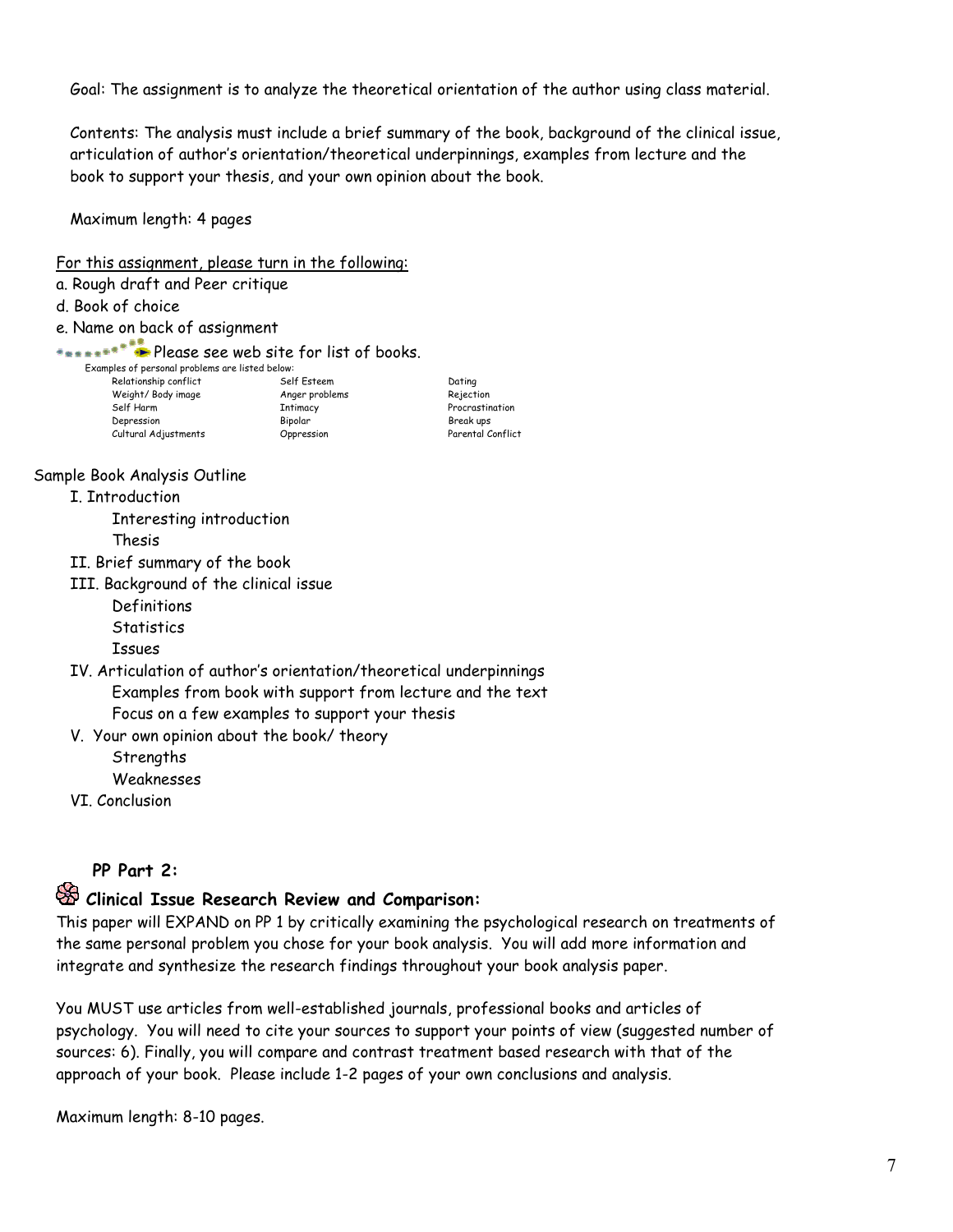Goal: The assignment is to analyze the theoretical orientation of the author using class material.

Contents: The analysis must include a brief summary of the book, background of the clinical issue, articulation of author's orientation/theoretical underpinnings, examples from lecture and the book to support your thesis, and your own opinion about the book.

Maximum length: 4 pages

<u>For this assignment, please turn in the following:</u>

a. Rough draft and Peer critique

d. Book of choice

e. Name on back of assignment

Please see web site for list of books.

Examples of personal problems are listed below:

| | | |
|---|---|---|
| Relationship conflict | Self Esteem | Dating |
| Weight/ Body image | Anger problems | Rejection |
| Self Harm | Intimacy | Procrastination |
| Depression | Bipolar | Break ups |
| Cultural Adjustments | Oppression | Parental Conflict |

Sample Book Analysis Outline

- I. Introduction
  - Interesting introduction
  - Thesis
- II. Brief summary of the book
- III. Background of the clinical issue
  - Definitions
  - Statistics
  - Issues
- IV. Articulation of author's orientation/theoretical underpinnings
  - Examples from book with support from lecture and the text
  - Focus on a few examples to support your thesis
- V. Your own opinion about the book/ theory
  - Strengths
  - Weaknesses
- VI. Conclusion

## PP Part 2:

## Clinical Issue Research Review and Comparison:

This paper will EXPAND on PP 1 by critically examining the psychological research on treatments of the same personal problem you chose for your book analysis. You will add more information and integrate and synthesize the research findings throughout your book analysis paper.

You MUST use articles from well-established journals, professional books and articles of psychology. You will need to cite your sources to support your points of view (suggested number of sources: 6). Finally, you will compare and contrast treatment based research with that of the approach of your book. Please include 1-2 pages of your own conclusions and analysis.

Maximum length: 8-10 pages.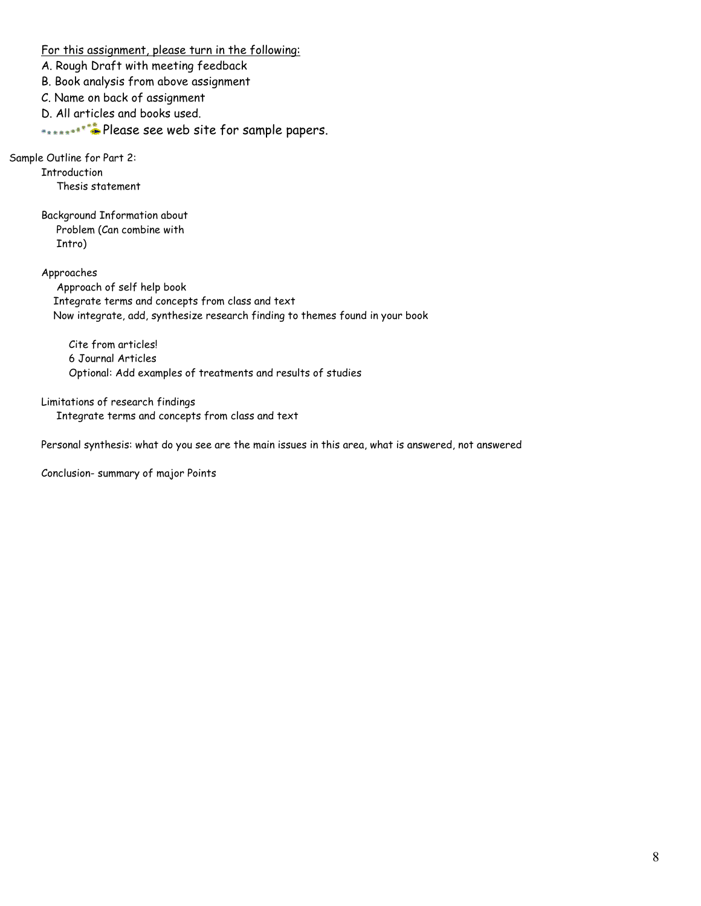<u>For this assignment, please turn in the following:</u>

A. Rough Draft with meeting feedback
B. Book analysis from above assignment
C. Name on back of assignment
D. All articles and books used.

Please see web site for sample papers.

Sample Outline for Part 2:

- Introduction
  - Thesis statement
- Background Information about Problem (Can combine with Intro)
- Approaches
  - Approach of self help book
  - Integrate terms and concepts from class and text
  - Now integrate, add, synthesize research finding to themes found in your book
    - Cite from articles!
    - 6 Journal Articles
    - Optional: Add examples of treatments and results of studies
- Limitations of research findings
  - Integrate terms and concepts from class and text
- Personal synthesis: what do you see are the main issues in this area, what is answered, not answered
- Conclusion- summary of major Points